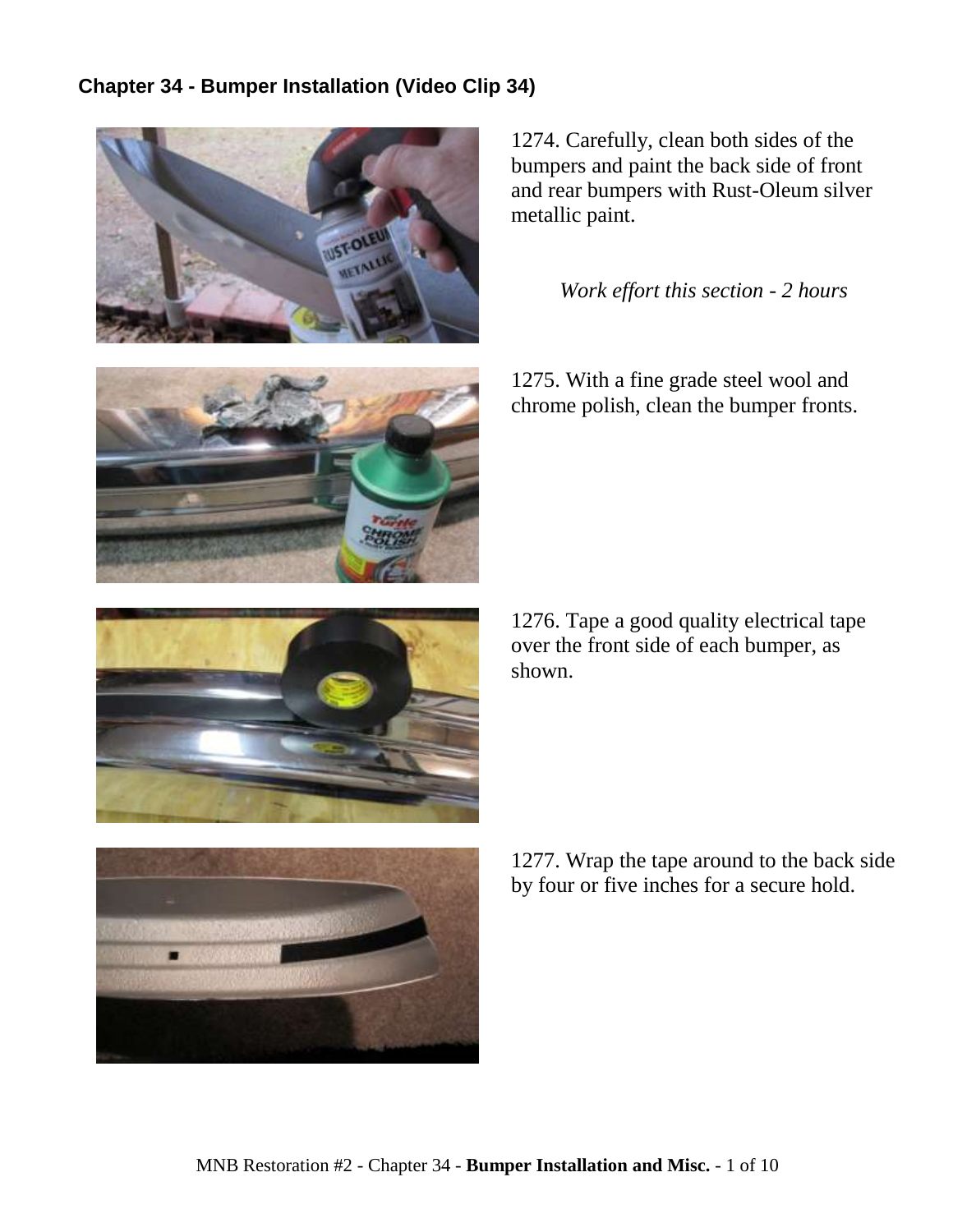## Chapter 34 - Bumper Installation (Video Clip 34)

1274. Carefully, clean both sides of the bumpers and paint the back side of front and rear bumpers with Rust-Oleum silver metallic paint.

*Work effort this section - 2 hours*

1275. With a fine grade steel wool and chrome polish, clean the bumper fronts.

1276. Tape a good quality electrical tape over the front side of each bumper, as shown.

1277. Wrap the tape around to the back side by four or five inches for a secure hold.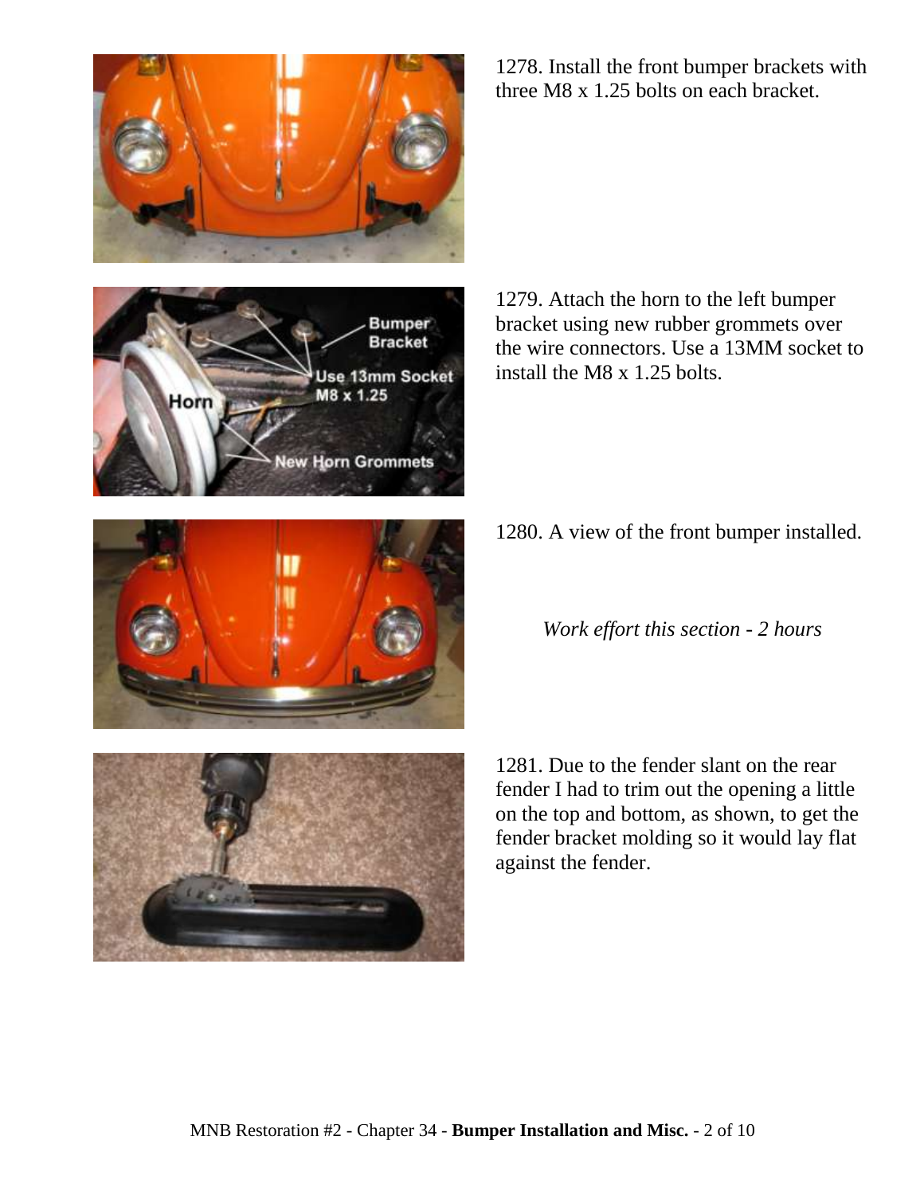1278. Install the front bumper brackets with three M8 x 1.25 bolts on each bracket.

1279. Attach the horn to the left bumper bracket using new rubber grommets over the wire connectors. Use a 13MM socket to install the M8 x 1.25 bolts.

1280. A view of the front bumper installed.

*Work effort this section - 2 hours*

1281. Due to the fender slant on the rear fender I had to trim out the opening a little on the top and bottom, as shown, to get the fender bracket molding so it would lay flat against the fender.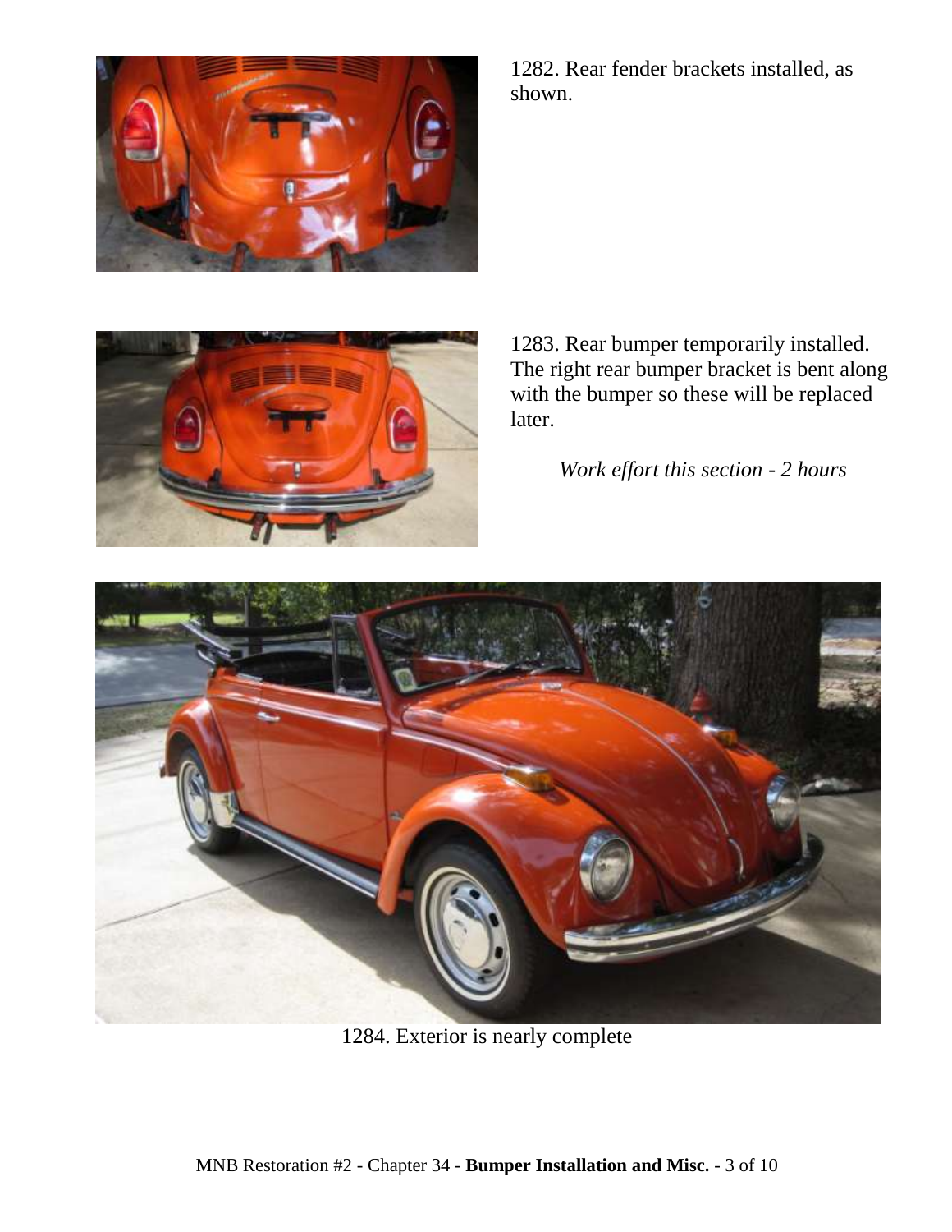1282. Rear fender brackets installed, as shown.

1283. Rear bumper temporarily installed. The right rear bumper bracket is bent along with the bumper so these will be replaced later.

*Work effort this section - 2 hours*

1284. Exterior is nearly complete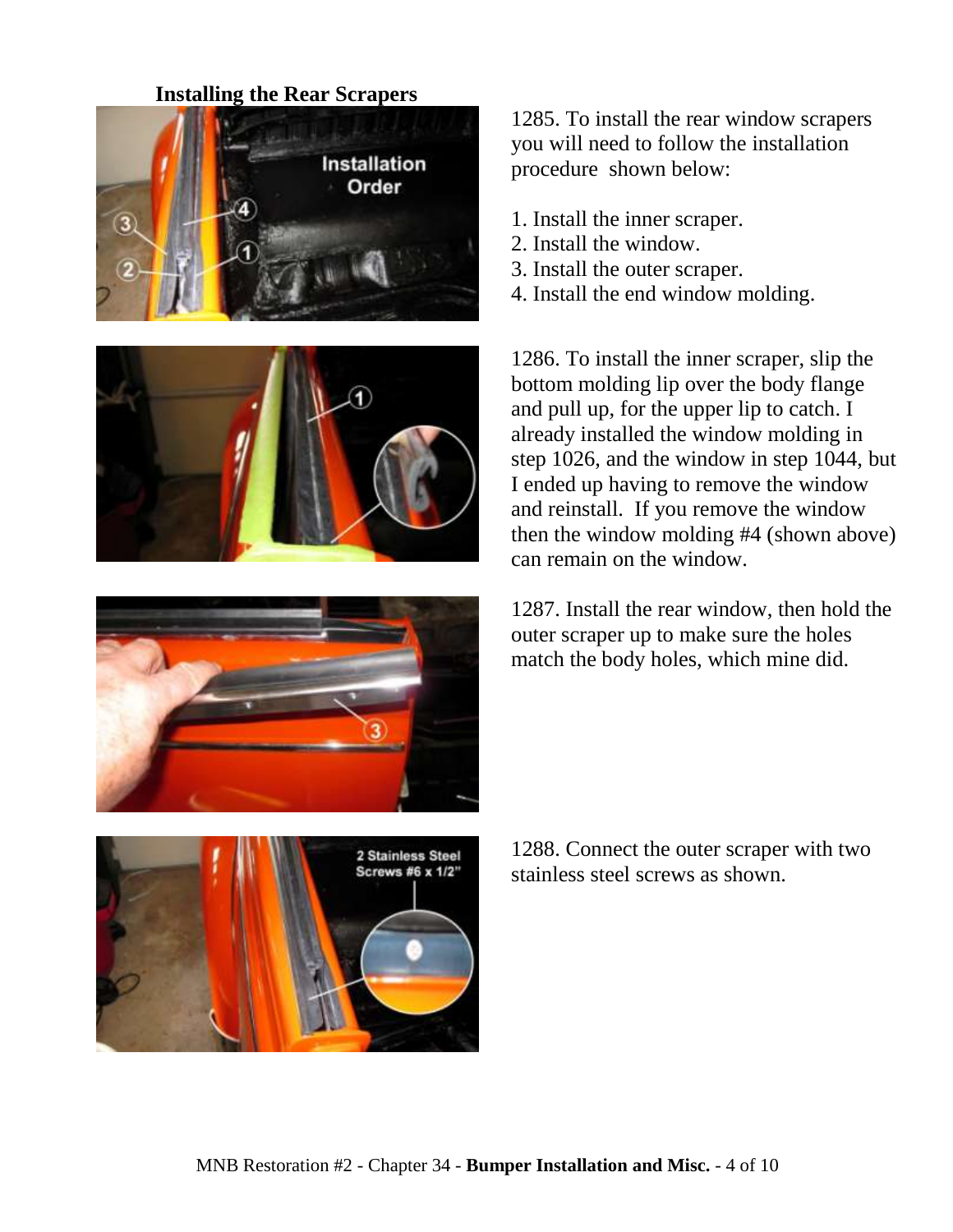### Installing the Rear Scrapers

1285. To install the rear window scrapers you will need to follow the installation procedure shown below:

1. Install the inner scraper.
2. Install the window.
3. Install the outer scraper.
4. Install the end window molding.

1286. To install the inner scraper, slip the bottom molding lip over the body flange and pull up, for the upper lip to catch. I already installed the window molding in step 1026, and the window in step 1044, but I ended up having to remove the window and reinstall. If you remove the window then the window molding #4 (shown above) can remain on the window.

1287. Install the rear window, then hold the outer scraper up to make sure the holes match the body holes, which mine did.

1288. Connect the outer scraper with two stainless steel screws as shown.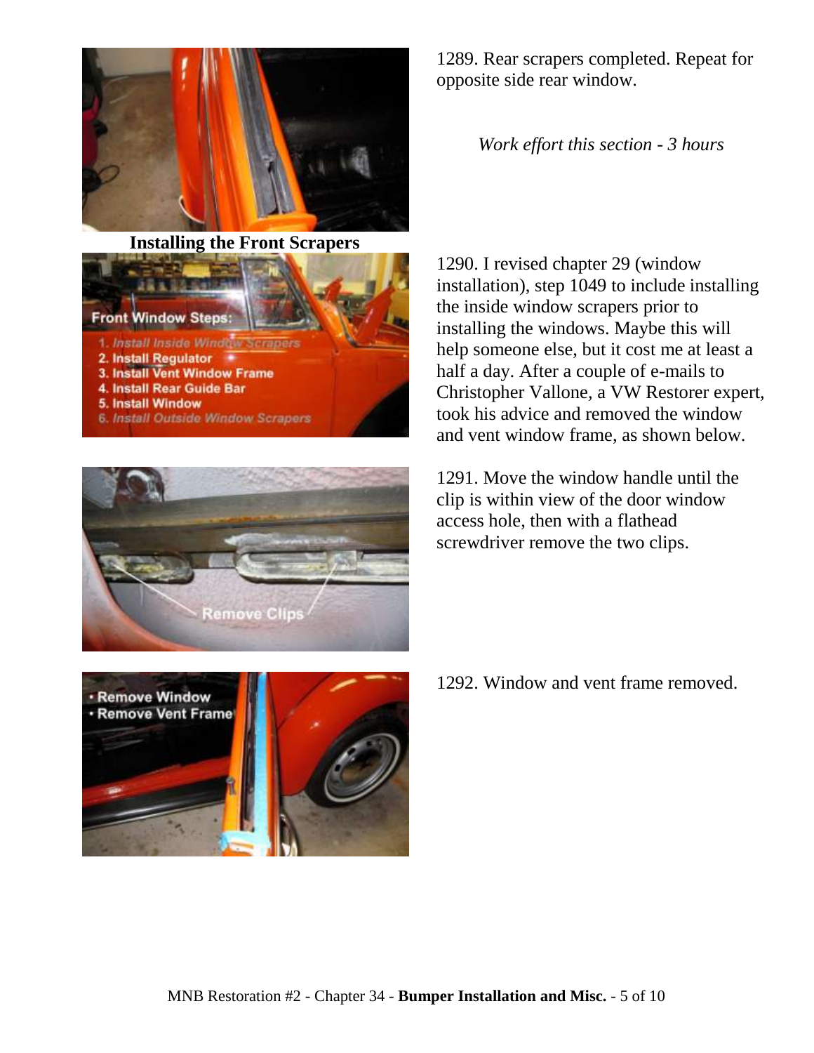1289. Rear scrapers completed. Repeat for opposite side rear window.

*Work effort this section - 3 hours*

## Installing the Front Scrapers

1290. I revised chapter 29 (window installation), step 1049 to include installing the inside window scrapers prior to installing the windows. Maybe this will help someone else, but it cost me at least a half a day. After a couple of e-mails to Christopher Vallone, a VW Restorer expert, took his advice and removed the window and vent window frame, as shown below.

1291. Move the window handle until the clip is within view of the door window access hole, then with a flathead screwdriver remove the two clips.

1292. Window and vent frame removed.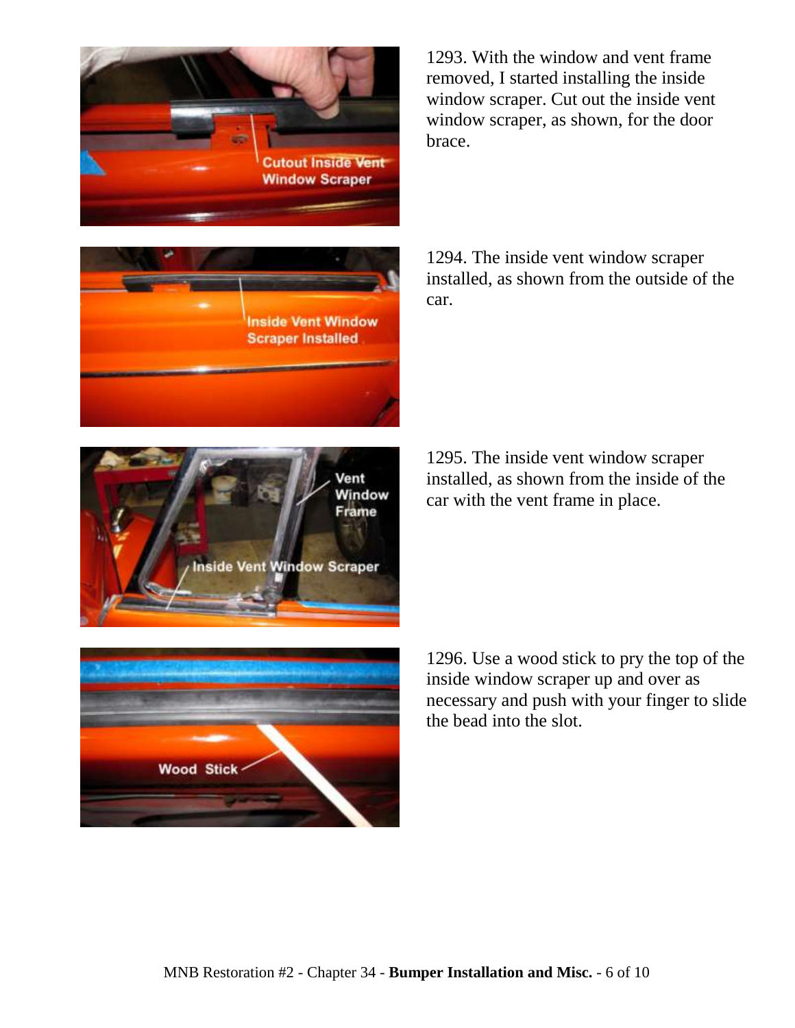1293. With the window and vent frame removed, I started installing the inside window scraper. Cut out the inside vent window scraper, as shown, for the door brace.

1294. The inside vent window scraper installed, as shown from the outside of the car.

1295. The inside vent window scraper installed, as shown from the inside of the car with the vent frame in place.

1296. Use a wood stick to pry the top of the inside window scraper up and over as necessary and push with your finger to slide the bead into the slot.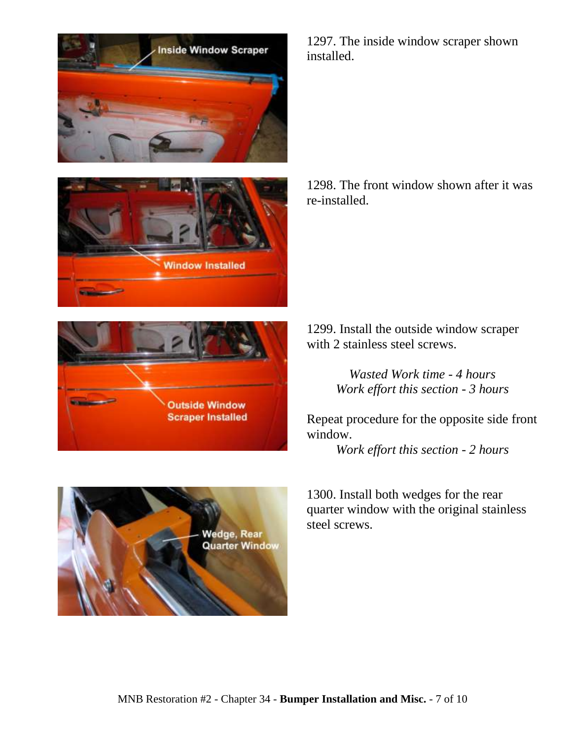1297. The inside window scraper shown installed.

1298. The front window shown after it was re-installed.

1299. Install the outside window scraper with 2 stainless steel screws.

*Wasted Work time - 4 hours*
*Work effort this section - 3 hours*

Repeat procedure for the opposite side front window.

*Work effort this section - 2 hours*

1300. Install both wedges for the rear quarter window with the original stainless steel screws.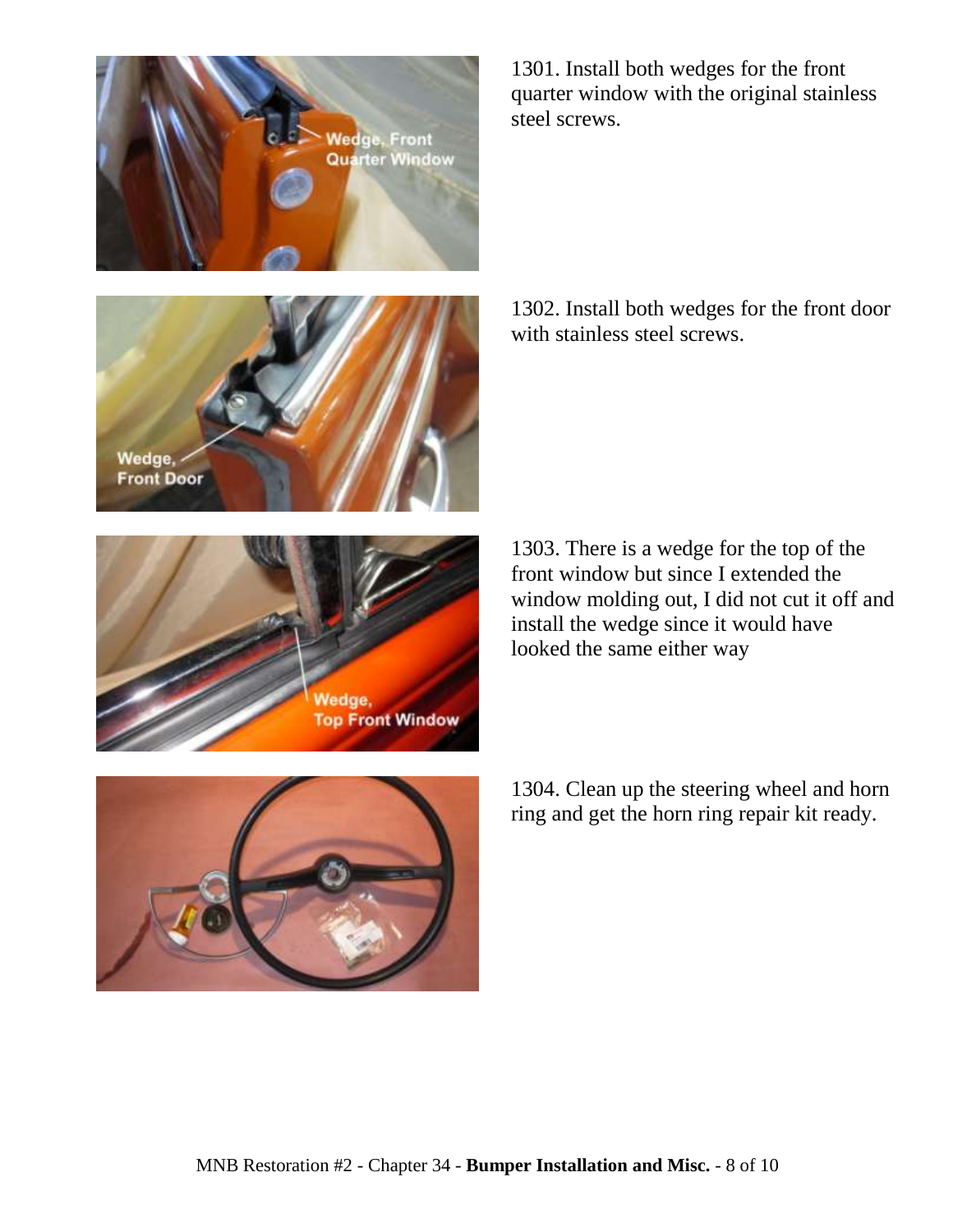1301. Install both wedges for the front quarter window with the original stainless steel screws.

1302. Install both wedges for the front door with stainless steel screws.

1303. There is a wedge for the top of the front window but since I extended the window molding out, I did not cut it off and install the wedge since it would have looked the same either way

1304. Clean up the steering wheel and horn ring and get the horn ring repair kit ready.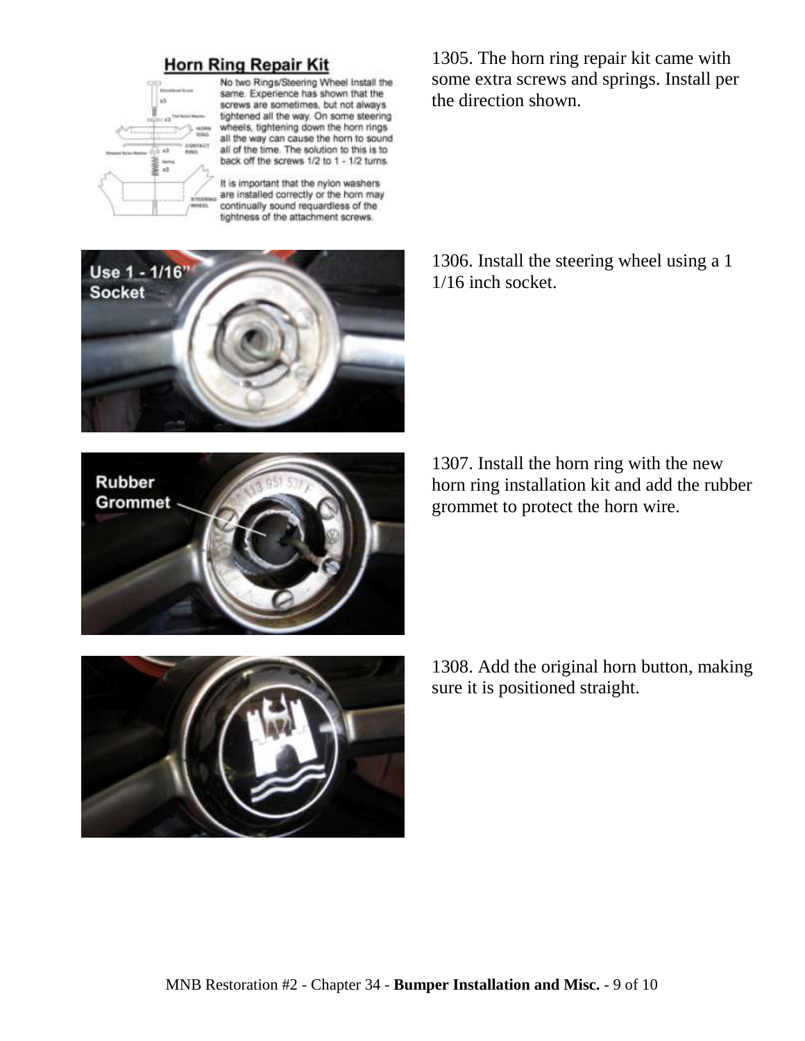1305. The horn ring repair kit came with some extra screws and springs. Install per the direction shown.

1306. Install the steering wheel using a 1 1/16 inch socket.

1307. Install the horn ring with the new horn ring installation kit and add the rubber grommet to protect the horn wire.

1308. Add the original horn button, making sure it is positioned straight.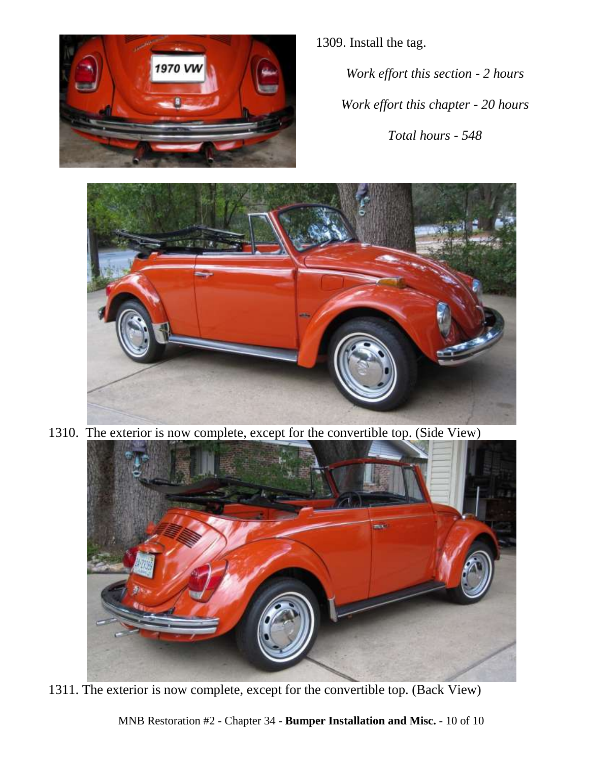1309. Install the tag.

*Work effort this section - 2 hours*

*Work effort this chapter - 20 hours*

*Total hours - 548*

1310. The exterior is now complete, except for the convertible top. (Side View)

1311. The exterior is now complete, except for the convertible top. (Back View)